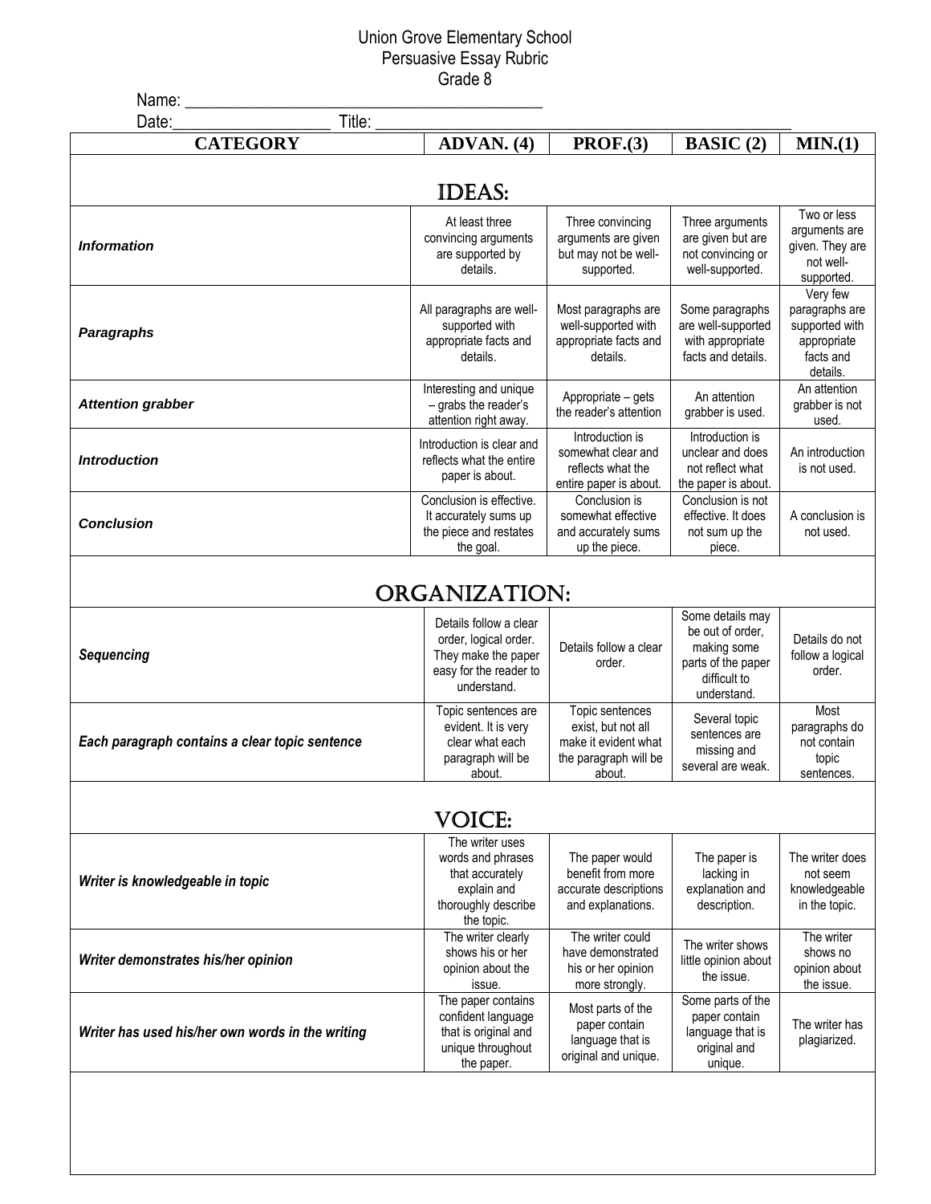# Union Grove Elementary School
## Persuasive Essay Rubric
### Grade 8

Name: ________________________________________

Date:__________________ Title: ______________________________________________

| CATEGORY | ADVAN. (4) | PROF.(3) | BASIC (2) | MIN.(1) |
|---|---|---|---|---|
| **IDEAS:** | | | | |
| ***Information*** | At least three convincing arguments are supported by details. | Three convincing arguments are given but may not be well-supported. | Three arguments are given but are not convincing or well-supported. | Two or less arguments are given. They are not well-supported. |
| ***Paragraphs*** | All paragraphs are well-supported with appropriate facts and details. | Most paragraphs are well-supported with appropriate facts and details. | Some paragraphs are well-supported with appropriate facts and details. | Very few paragraphs are supported with appropriate facts and details. |
| ***Attention grabber*** | Interesting and unique – grabs the reader's attention right away. | Appropriate – gets the reader's attention | An attention grabber is used. | An attention grabber is not used. |
| ***Introduction*** | Introduction is clear and reflects what the entire paper is about. | Introduction is somewhat clear and reflects what the entire paper is about. | Introduction is unclear and does not reflect what the paper is about. | An introduction is not used. |
| ***Conclusion*** | Conclusion is effective. It accurately sums up the piece and restates the goal. | Conclusion is somewhat effective and accurately sums up the piece. | Conclusion is not effective. It does not sum up the piece. | A conclusion is not used. |
| **ORGANIZATION:** | | | | |
| ***Sequencing*** | Details follow a clear order, logical order. They make the paper easy for the reader to understand. | Details follow a clear order. | Some details may be out of order, making some parts of the paper difficult to understand. | Details do not follow a logical order. |
| ***Each paragraph contains a clear topic sentence*** | Topic sentences are evident. It is very clear what each paragraph will be about. | Topic sentences exist, but not all make it evident what the paragraph will be about. | Several topic sentences are missing and several are weak. | Most paragraphs do not contain topic sentences. |
| **VOICE:** | | | | |
| ***Writer is knowledgeable in topic*** | The writer uses words and phrases that accurately explain and thoroughly describe the topic. | The paper would benefit from more accurate descriptions and explanations. | The paper is lacking in explanation and description. | The writer does not seem knowledgeable in the topic. |
| ***Writer demonstrates his/her opinion*** | The writer clearly shows his or her opinion about the issue. | The writer could have demonstrated his or her opinion more strongly. | The writer shows little opinion about the issue. | The writer shows no opinion about the issue. |
| ***Writer has used his/her own words in the writing*** | The paper contains confident language that is original and unique throughout the paper. | Most parts of the paper contain language that is original and unique. | Some parts of the paper contain language that is original and unique. | The writer has plagiarized. |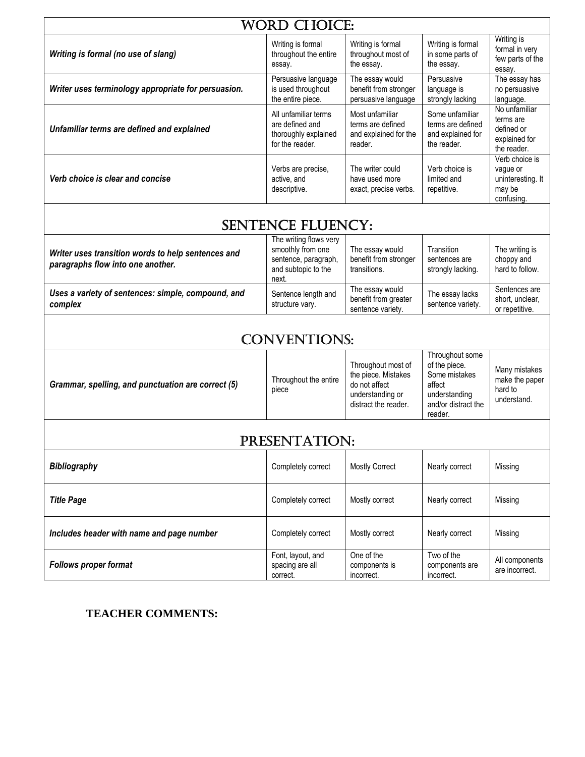| WORD CHOICE: | | | | |
|---|---|---|---|---|
| ***Writing is formal (no use of slang)*** | Writing is formal throughout the entire essay. | Writing is formal throughout most of the essay. | Writing is formal in some parts of the essay. | Writing is formal in very few parts of the essay. |
| ***Writer uses terminology appropriate for persuasion.*** | Persuasive language is used throughout the entire piece. | The essay would benefit from stronger persuasive language | Persuasive language is strongly lacking | The essay has no persuasive language. |
| ***Unfamiliar terms are defined and explained*** | All unfamiliar terms are defined and thoroughly explained for the reader. | Most unfamiliar terms are defined and explained for the reader. | Some unfamiliar terms are defined and explained for the reader. | No unfamiliar terms are defined or explained for the reader. |
| ***Verb choice is clear and concise*** | Verbs are precise, active, and descriptive. | The writer could have used more exact, precise verbs. | Verb choice is limited and repetitive. | Verb choice is vague or uninteresting. It may be confusing. |
| **SENTENCE FLUENCY:** | | | | |
| ***Writer uses transition words to help sentences and paragraphs flow into one another.*** | The writing flows very smoothly from one sentence, paragraph, and subtopic to the next. | The essay would benefit from stronger transitions. | Transition sentences are strongly lacking. | The writing is choppy and hard to follow. |
| ***Uses a variety of sentences: simple, compound, and complex*** | Sentence length and structure vary. | The essay would benefit from greater sentence variety. | The essay lacks sentence variety. | Sentences are short, unclear, or repetitive. |
| **CONVENTIONS:** | | | | |
| ***Grammar, spelling, and punctuation are correct (5)*** | Throughout the entire piece | Throughout most of the piece. Mistakes do not affect understanding or distract the reader. | Throughout some of the piece. Some mistakes affect understanding and/or distract the reader. | Many mistakes make the paper hard to understand. |
| **PRESENTATION:** | | | | |
| ***Bibliography*** | Completely correct | Mostly Correct | Nearly correct | Missing |
| ***Title Page*** | Completely correct | Mostly correct | Nearly correct | Missing |
| ***Includes header with name and page number*** | Completely correct | Mostly correct | Nearly correct | Missing |
| ***Follows proper format*** | Font, layout, and spacing are all correct. | One of the components is incorrect. | Two of the components are incorrect. | All components are incorrect. |

**TEACHER COMMENTS:**